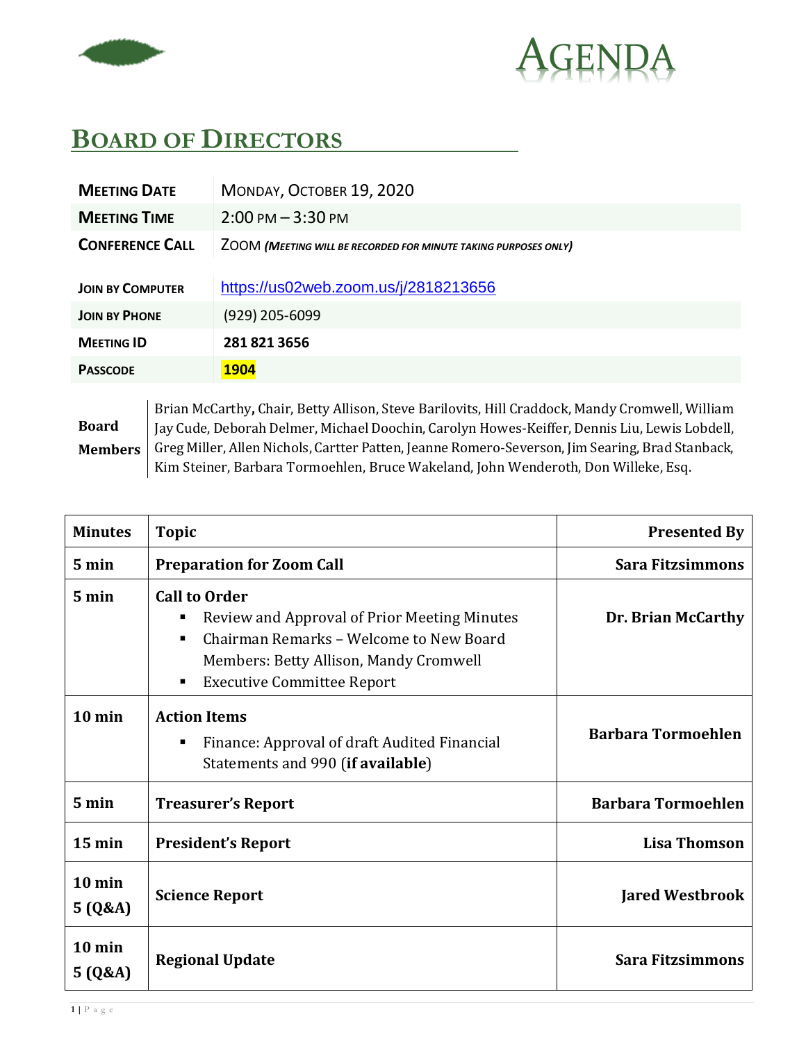# AGENDA

## BOARD OF DIRECTORS

| | |
|---|---|
| **MEETING DATE** | MONDAY, OCTOBER 19, 2020 |
| **MEETING TIME** | 2:00 PM – 3:30 PM |
| **CONFERENCE CALL** | ZOOM ***(MEETING WILL BE RECORDED FOR MINUTE TAKING PURPOSES ONLY)*** |
| **JOIN BY COMPUTER** | https://us02web.zoom.us/j/2818213656 |
| **JOIN BY PHONE** | (929) 205-6099 |
| **MEETING ID** | **281 821 3656** |
| **PASSCODE** | **1904** |

**Board Members**: Brian McCarthy**,** Chair, Betty Allison, Steve Barilovits, Hill Craddock, Mandy Cromwell, William Jay Cude, Deborah Delmer, Michael Doochin, Carolyn Howes-Keiffer, Dennis Liu, Lewis Lobdell, Greg Miller, Allen Nichols, Cartter Patten, Jeanne Romero-Severson, Jim Searing, Brad Stanback, Kim Steiner, Barbara Tormoehlen, Bruce Wakeland, John Wenderoth, Don Willeke, Esq.

| Minutes | Topic | Presented By |
|---|---|---|
| **5 min** | **Preparation for Zoom Call** | **Sara Fitzsimmons** |
| **5 min** | **Call to Order**<br>▪ Review and Approval of Prior Meeting Minutes<br>▪ Chairman Remarks – Welcome to New Board Members: Betty Allison, Mandy Cromwell<br>▪ Executive Committee Report | **Dr. Brian McCarthy** |
| **10 min** | **Action Items**<br>▪ Finance: Approval of draft Audited Financial Statements and 990 (**if available**) | **Barbara Tormoehlen** |
| **5 min** | **Treasurer's Report** | **Barbara Tormoehlen** |
| **15 min** | **President's Report** | **Lisa Thomson** |
| **10 min**<br>**5 (Q&A)** | **Science Report** | **Jared Westbrook** |
| **10 min**<br>**5 (Q&A)** | **Regional Update** | **Sara Fitzsimmons** |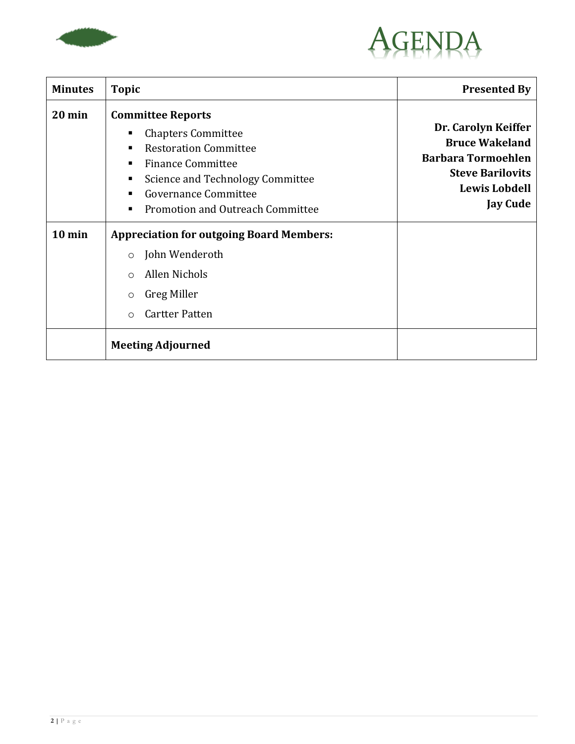# AGENDA

| Minutes | Topic | Presented By |
|---|---|---|
| 20 min | **Committee Reports**<br>▪ Chapters Committee<br>▪ Restoration Committee<br>▪ Finance Committee<br>▪ Science and Technology Committee<br>▪ Governance Committee<br>▪ Promotion and Outreach Committee | **Dr. Carolyn Keiffer**<br>**Bruce Wakeland**<br>**Barbara Tormoehlen**<br>**Steve Barilovits**<br>**Lewis Lobdell**<br>**Jay Cude** |
| 10 min | **Appreciation for outgoing Board Members:**<br>○ John Wenderoth<br>○ Allen Nichols<br>○ Greg Miller<br>○ Cartter Patten | |
| | **Meeting Adjourned** | |